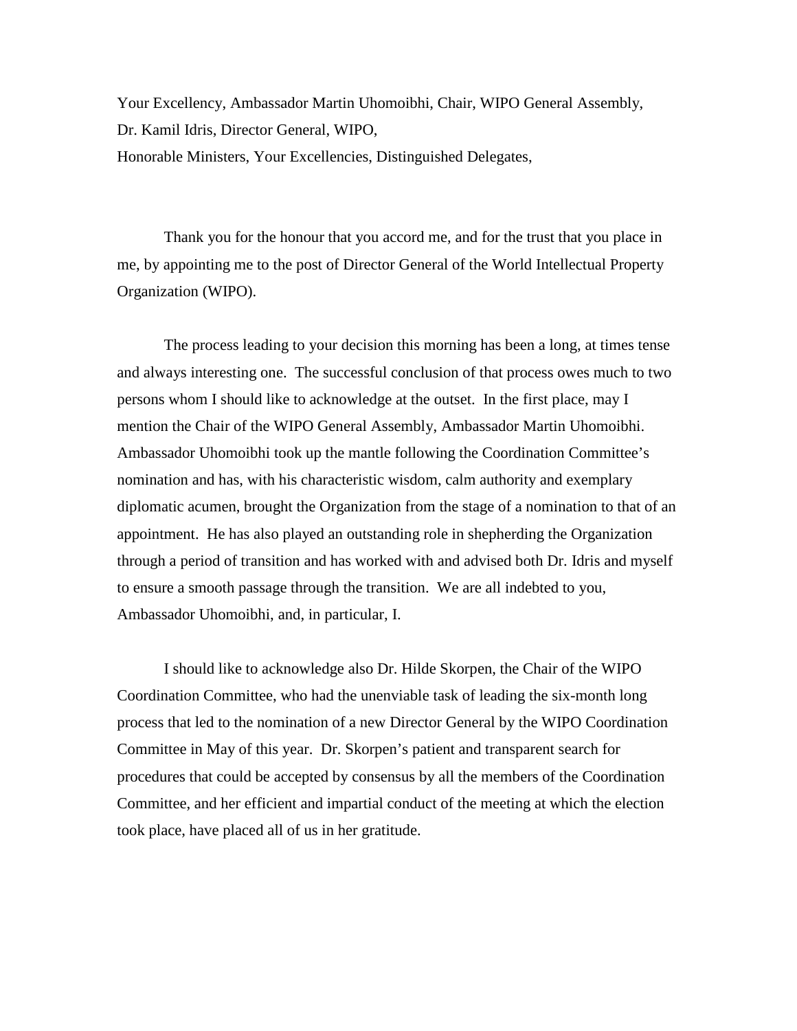Your Excellency, Ambassador Martin Uhomoibhi, Chair, WIPO General Assembly,
Dr. Kamil Idris, Director General, WIPO,
Honorable Ministers, Your Excellencies, Distinguished Delegates,

Thank you for the honour that you accord me, and for the trust that you place in me, by appointing me to the post of Director General of the World Intellectual Property Organization (WIPO).

The process leading to your decision this morning has been a long, at times tense and always interesting one. The successful conclusion of that process owes much to two persons whom I should like to acknowledge at the outset. In the first place, may I mention the Chair of the WIPO General Assembly, Ambassador Martin Uhomoibhi. Ambassador Uhomoibhi took up the mantle following the Coordination Committee's nomination and has, with his characteristic wisdom, calm authority and exemplary diplomatic acumen, brought the Organization from the stage of a nomination to that of an appointment. He has also played an outstanding role in shepherding the Organization through a period of transition and has worked with and advised both Dr. Idris and myself to ensure a smooth passage through the transition. We are all indebted to you, Ambassador Uhomoibhi, and, in particular, I.

I should like to acknowledge also Dr. Hilde Skorpen, the Chair of the WIPO Coordination Committee, who had the unenviable task of leading the six-month long process that led to the nomination of a new Director General by the WIPO Coordination Committee in May of this year. Dr. Skorpen's patient and transparent search for procedures that could be accepted by consensus by all the members of the Coordination Committee, and her efficient and impartial conduct of the meeting at which the election took place, have placed all of us in her gratitude.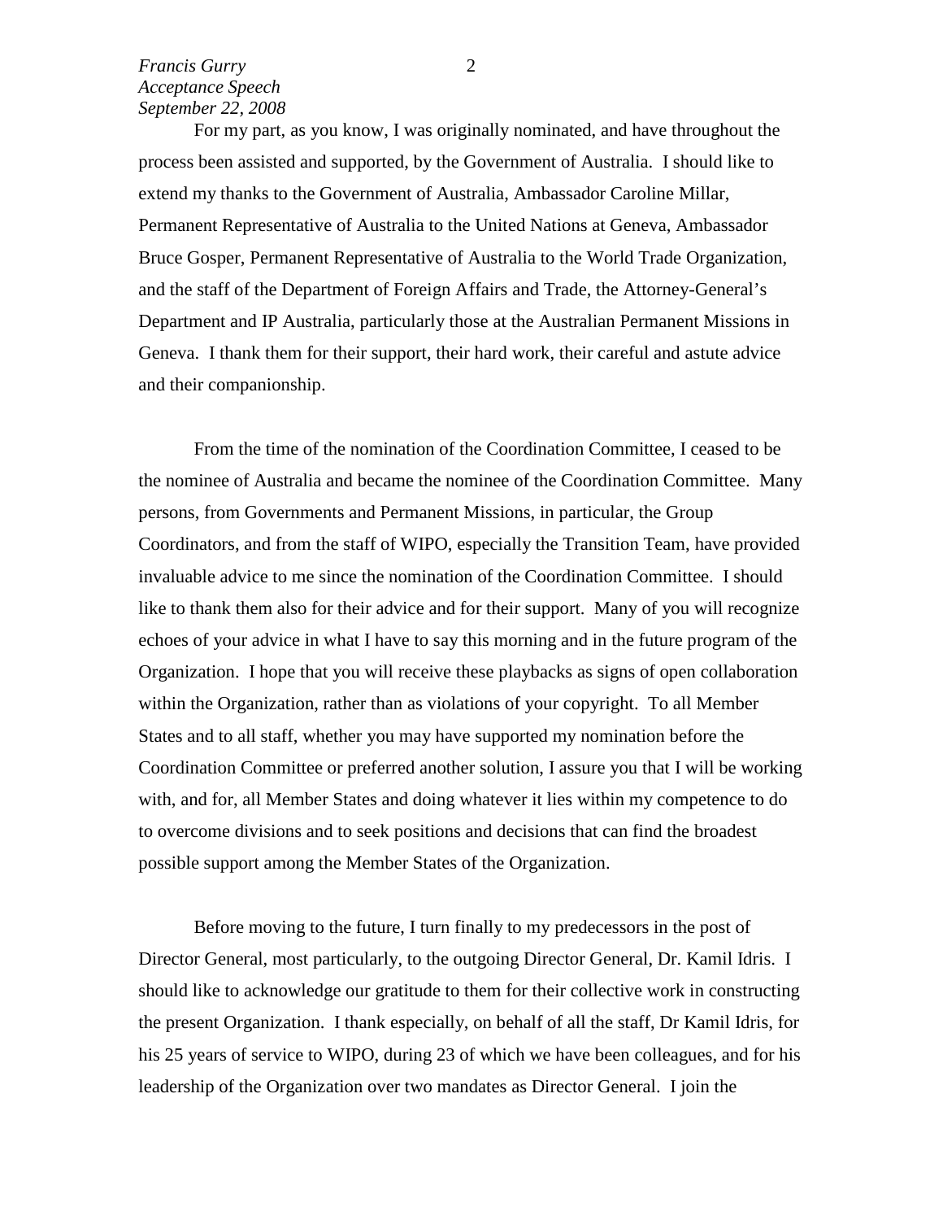For my part, as you know, I was originally nominated, and have throughout the process been assisted and supported, by the Government of Australia. I should like to extend my thanks to the Government of Australia, Ambassador Caroline Millar, Permanent Representative of Australia to the United Nations at Geneva, Ambassador Bruce Gosper, Permanent Representative of Australia to the World Trade Organization, and the staff of the Department of Foreign Affairs and Trade, the Attorney-General's Department and IP Australia, particularly those at the Australian Permanent Missions in Geneva. I thank them for their support, their hard work, their careful and astute advice and their companionship.

From the time of the nomination of the Coordination Committee, I ceased to be the nominee of Australia and became the nominee of the Coordination Committee. Many persons, from Governments and Permanent Missions, in particular, the Group Coordinators, and from the staff of WIPO, especially the Transition Team, have provided invaluable advice to me since the nomination of the Coordination Committee. I should like to thank them also for their advice and for their support. Many of you will recognize echoes of your advice in what I have to say this morning and in the future program of the Organization. I hope that you will receive these playbacks as signs of open collaboration within the Organization, rather than as violations of your copyright. To all Member States and to all staff, whether you may have supported my nomination before the Coordination Committee or preferred another solution, I assure you that I will be working with, and for, all Member States and doing whatever it lies within my competence to do to overcome divisions and to seek positions and decisions that can find the broadest possible support among the Member States of the Organization.

Before moving to the future, I turn finally to my predecessors in the post of Director General, most particularly, to the outgoing Director General, Dr. Kamil Idris. I should like to acknowledge our gratitude to them for their collective work in constructing the present Organization. I thank especially, on behalf of all the staff, Dr Kamil Idris, for his 25 years of service to WIPO, during 23 of which we have been colleagues, and for his leadership of the Organization over two mandates as Director General. I join the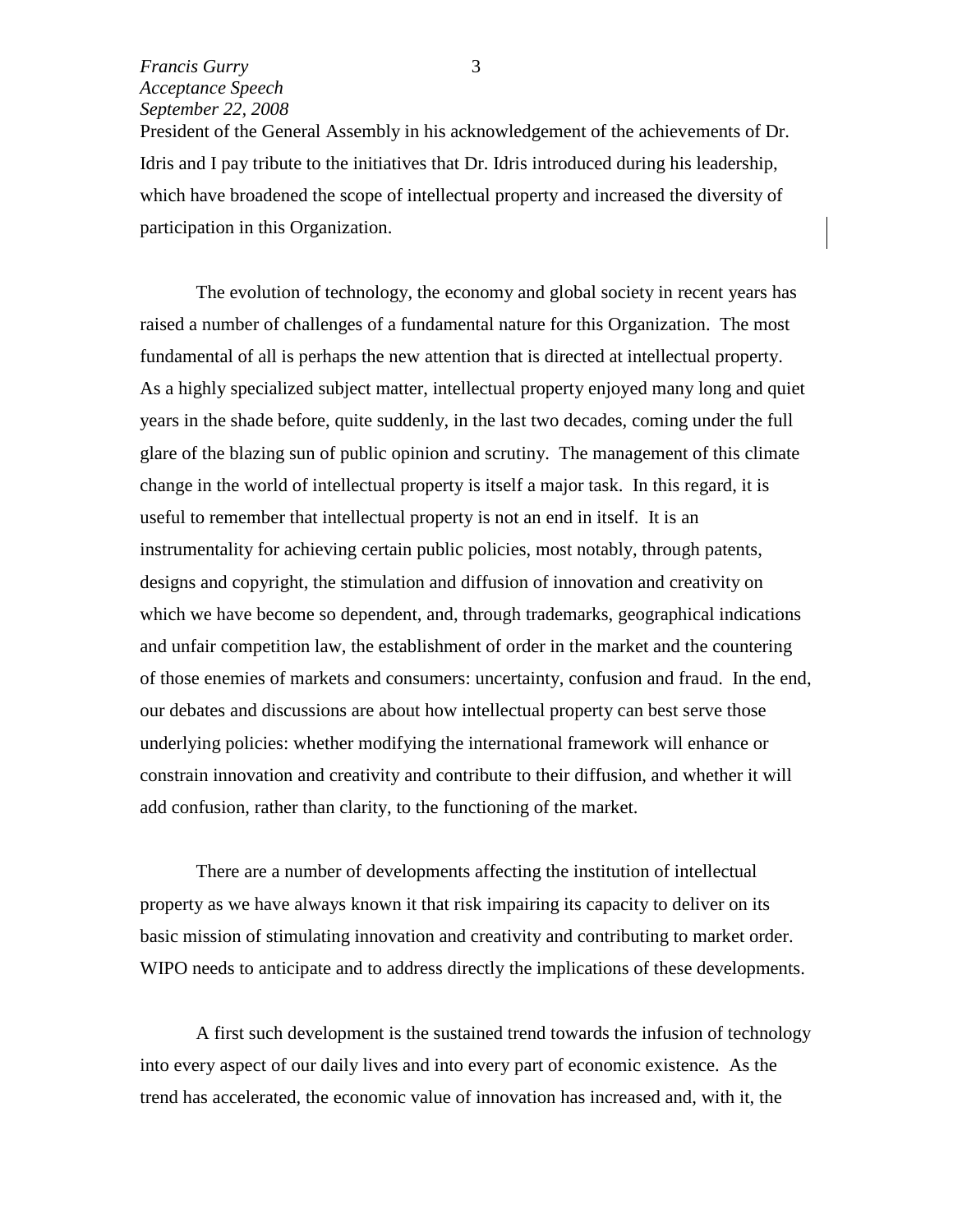President of the General Assembly in his acknowledgement of the achievements of Dr. Idris and I pay tribute to the initiatives that Dr. Idris introduced during his leadership, which have broadened the scope of intellectual property and increased the diversity of participation in this Organization.

The evolution of technology, the economy and global society in recent years has raised a number of challenges of a fundamental nature for this Organization. The most fundamental of all is perhaps the new attention that is directed at intellectual property. As a highly specialized subject matter, intellectual property enjoyed many long and quiet years in the shade before, quite suddenly, in the last two decades, coming under the full glare of the blazing sun of public opinion and scrutiny. The management of this climate change in the world of intellectual property is itself a major task. In this regard, it is useful to remember that intellectual property is not an end in itself. It is an instrumentality for achieving certain public policies, most notably, through patents, designs and copyright, the stimulation and diffusion of innovation and creativity on which we have become so dependent, and, through trademarks, geographical indications and unfair competition law, the establishment of order in the market and the countering of those enemies of markets and consumers: uncertainty, confusion and fraud. In the end, our debates and discussions are about how intellectual property can best serve those underlying policies: whether modifying the international framework will enhance or constrain innovation and creativity and contribute to their diffusion, and whether it will add confusion, rather than clarity, to the functioning of the market.

There are a number of developments affecting the institution of intellectual property as we have always known it that risk impairing its capacity to deliver on its basic mission of stimulating innovation and creativity and contributing to market order. WIPO needs to anticipate and to address directly the implications of these developments.

A first such development is the sustained trend towards the infusion of technology into every aspect of our daily lives and into every part of economic existence. As the trend has accelerated, the economic value of innovation has increased and, with it, the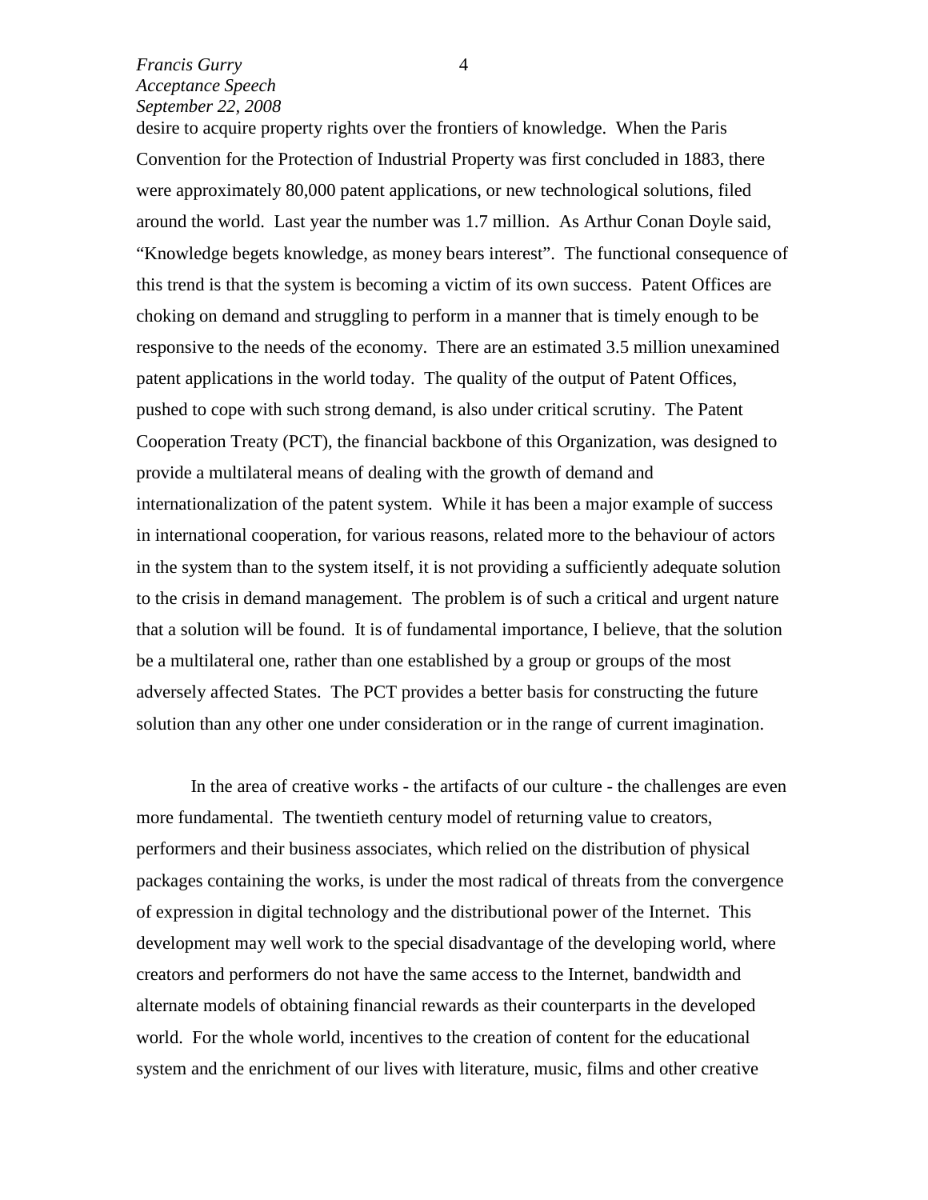desire to acquire property rights over the frontiers of knowledge. When the Paris Convention for the Protection of Industrial Property was first concluded in 1883, there were approximately 80,000 patent applications, or new technological solutions, filed around the world. Last year the number was 1.7 million. As Arthur Conan Doyle said, "Knowledge begets knowledge, as money bears interest". The functional consequence of this trend is that the system is becoming a victim of its own success. Patent Offices are choking on demand and struggling to perform in a manner that is timely enough to be responsive to the needs of the economy. There are an estimated 3.5 million unexamined patent applications in the world today. The quality of the output of Patent Offices, pushed to cope with such strong demand, is also under critical scrutiny. The Patent Cooperation Treaty (PCT), the financial backbone of this Organization, was designed to provide a multilateral means of dealing with the growth of demand and internationalization of the patent system. While it has been a major example of success in international cooperation, for various reasons, related more to the behaviour of actors in the system than to the system itself, it is not providing a sufficiently adequate solution to the crisis in demand management. The problem is of such a critical and urgent nature that a solution will be found. It is of fundamental importance, I believe, that the solution be a multilateral one, rather than one established by a group or groups of the most adversely affected States. The PCT provides a better basis for constructing the future solution than any other one under consideration or in the range of current imagination.

In the area of creative works - the artifacts of our culture - the challenges are even more fundamental. The twentieth century model of returning value to creators, performers and their business associates, which relied on the distribution of physical packages containing the works, is under the most radical of threats from the convergence of expression in digital technology and the distributional power of the Internet. This development may well work to the special disadvantage of the developing world, where creators and performers do not have the same access to the Internet, bandwidth and alternate models of obtaining financial rewards as their counterparts in the developed world. For the whole world, incentives to the creation of content for the educational system and the enrichment of our lives with literature, music, films and other creative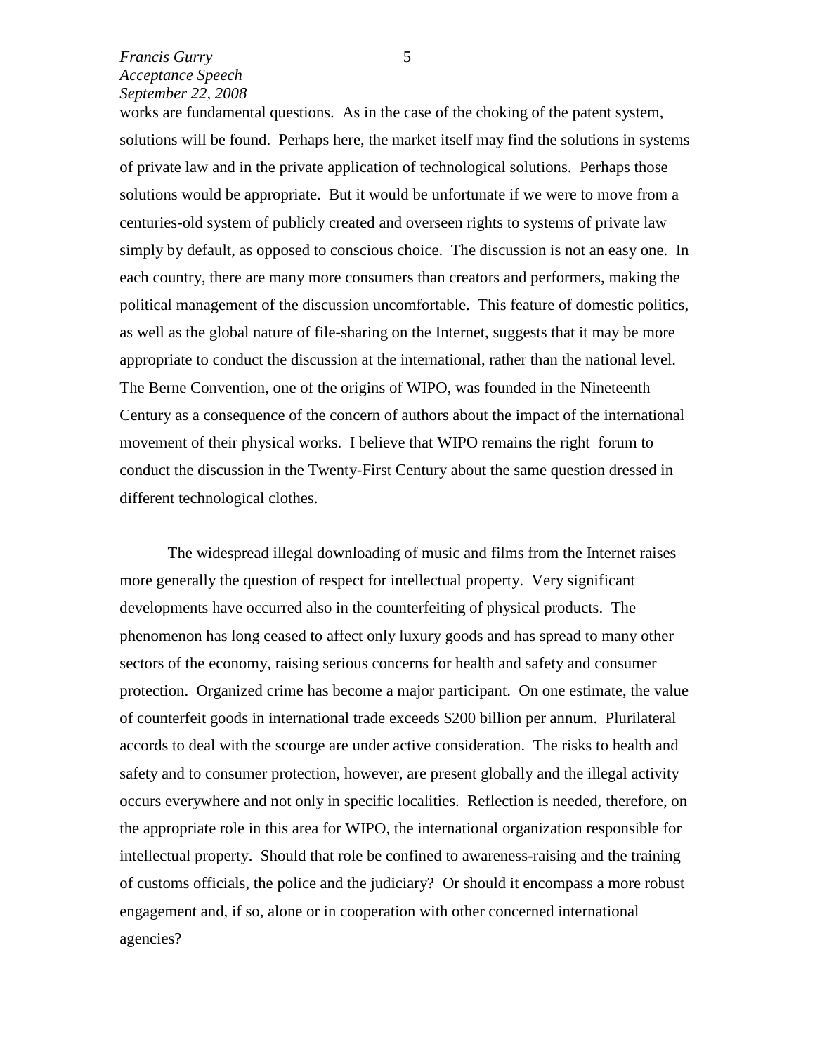works are fundamental questions. As in the case of the choking of the patent system, solutions will be found. Perhaps here, the market itself may find the solutions in systems of private law and in the private application of technological solutions. Perhaps those solutions would be appropriate. But it would be unfortunate if we were to move from a centuries-old system of publicly created and overseen rights to systems of private law simply by default, as opposed to conscious choice. The discussion is not an easy one. In each country, there are many more consumers than creators and performers, making the political management of the discussion uncomfortable. This feature of domestic politics, as well as the global nature of file-sharing on the Internet, suggests that it may be more appropriate to conduct the discussion at the international, rather than the national level. The Berne Convention, one of the origins of WIPO, was founded in the Nineteenth Century as a consequence of the concern of authors about the impact of the international movement of their physical works. I believe that WIPO remains the right forum to conduct the discussion in the Twenty-First Century about the same question dressed in different technological clothes.

The widespread illegal downloading of music and films from the Internet raises more generally the question of respect for intellectual property. Very significant developments have occurred also in the counterfeiting of physical products. The phenomenon has long ceased to affect only luxury goods and has spread to many other sectors of the economy, raising serious concerns for health and safety and consumer protection. Organized crime has become a major participant. On one estimate, the value of counterfeit goods in international trade exceeds $200 billion per annum. Plurilateral accords to deal with the scourge are under active consideration. The risks to health and safety and to consumer protection, however, are present globally and the illegal activity occurs everywhere and not only in specific localities. Reflection is needed, therefore, on the appropriate role in this area for WIPO, the international organization responsible for intellectual property. Should that role be confined to awareness-raising and the training of customs officials, the police and the judiciary? Or should it encompass a more robust engagement and, if so, alone or in cooperation with other concerned international agencies?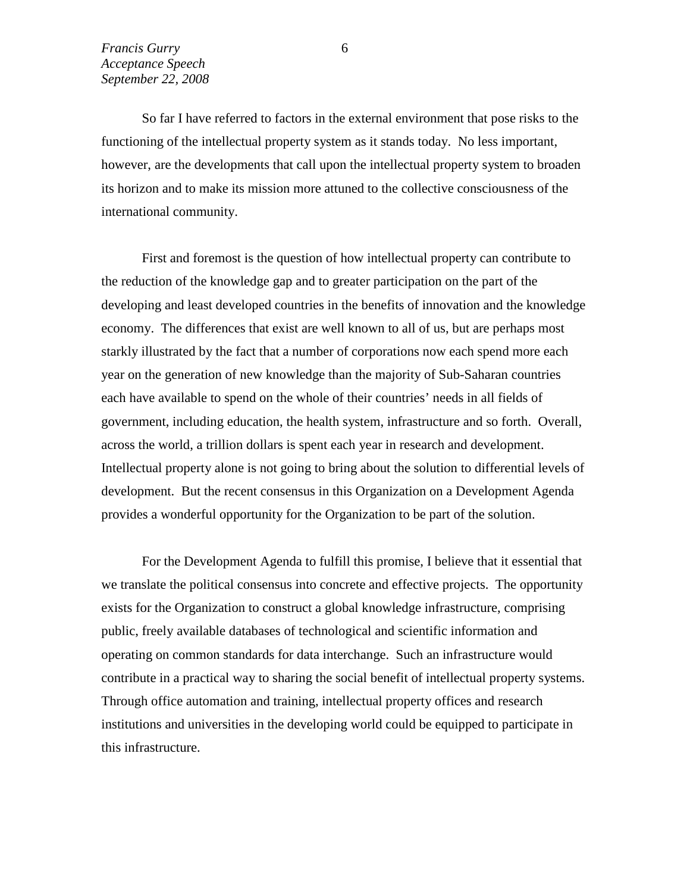So far I have referred to factors in the external environment that pose risks to the functioning of the intellectual property system as it stands today. No less important, however, are the developments that call upon the intellectual property system to broaden its horizon and to make its mission more attuned to the collective consciousness of the international community.

First and foremost is the question of how intellectual property can contribute to the reduction of the knowledge gap and to greater participation on the part of the developing and least developed countries in the benefits of innovation and the knowledge economy. The differences that exist are well known to all of us, but are perhaps most starkly illustrated by the fact that a number of corporations now each spend more each year on the generation of new knowledge than the majority of Sub-Saharan countries each have available to spend on the whole of their countries' needs in all fields of government, including education, the health system, infrastructure and so forth. Overall, across the world, a trillion dollars is spent each year in research and development. Intellectual property alone is not going to bring about the solution to differential levels of development. But the recent consensus in this Organization on a Development Agenda provides a wonderful opportunity for the Organization to be part of the solution.

For the Development Agenda to fulfill this promise, I believe that it essential that we translate the political consensus into concrete and effective projects. The opportunity exists for the Organization to construct a global knowledge infrastructure, comprising public, freely available databases of technological and scientific information and operating on common standards for data interchange. Such an infrastructure would contribute in a practical way to sharing the social benefit of intellectual property systems. Through office automation and training, intellectual property offices and research institutions and universities in the developing world could be equipped to participate in this infrastructure.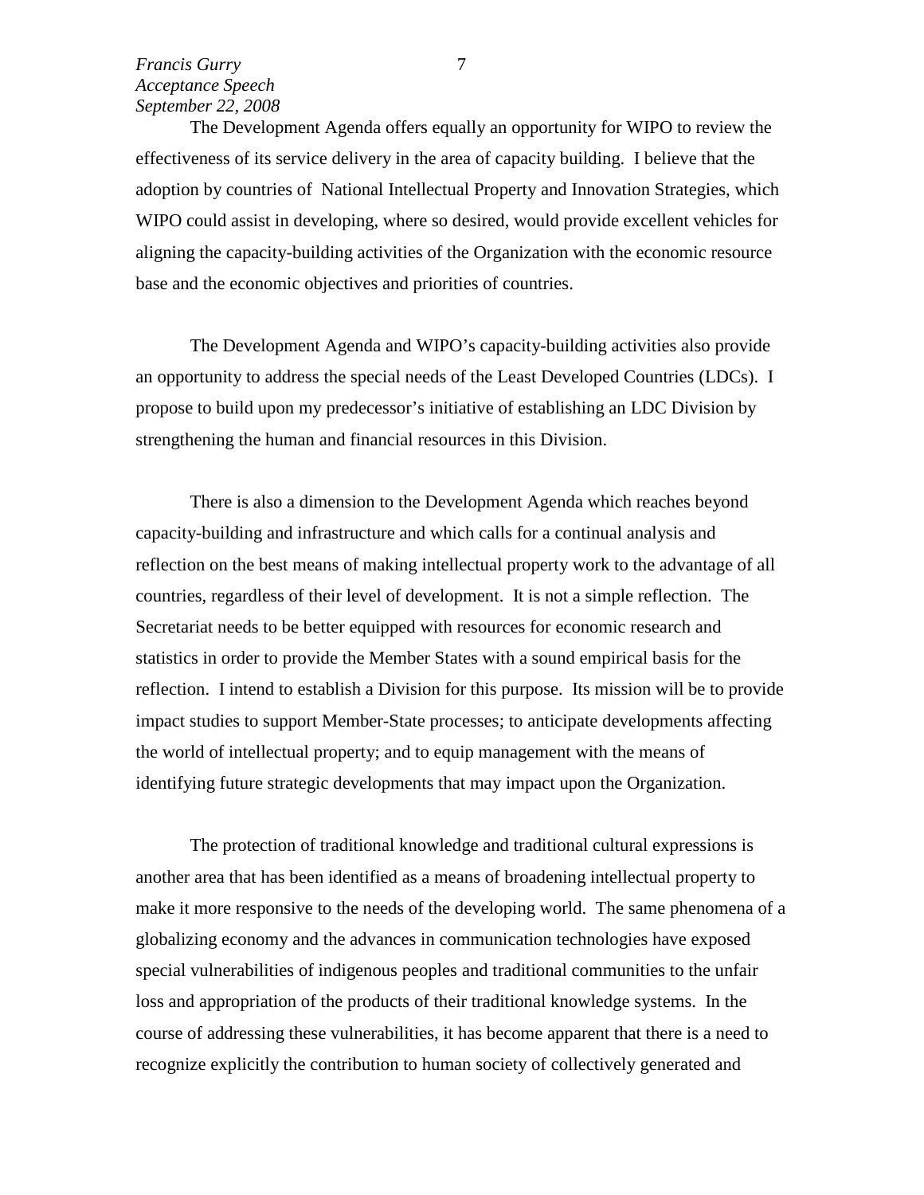The Development Agenda offers equally an opportunity for WIPO to review the effectiveness of its service delivery in the area of capacity building. I believe that the adoption by countries of National Intellectual Property and Innovation Strategies, which WIPO could assist in developing, where so desired, would provide excellent vehicles for aligning the capacity-building activities of the Organization with the economic resource base and the economic objectives and priorities of countries.

The Development Agenda and WIPO's capacity-building activities also provide an opportunity to address the special needs of the Least Developed Countries (LDCs). I propose to build upon my predecessor's initiative of establishing an LDC Division by strengthening the human and financial resources in this Division.

There is also a dimension to the Development Agenda which reaches beyond capacity-building and infrastructure and which calls for a continual analysis and reflection on the best means of making intellectual property work to the advantage of all countries, regardless of their level of development. It is not a simple reflection. The Secretariat needs to be better equipped with resources for economic research and statistics in order to provide the Member States with a sound empirical basis for the reflection. I intend to establish a Division for this purpose. Its mission will be to provide impact studies to support Member-State processes; to anticipate developments affecting the world of intellectual property; and to equip management with the means of identifying future strategic developments that may impact upon the Organization.

The protection of traditional knowledge and traditional cultural expressions is another area that has been identified as a means of broadening intellectual property to make it more responsive to the needs of the developing world. The same phenomena of a globalizing economy and the advances in communication technologies have exposed special vulnerabilities of indigenous peoples and traditional communities to the unfair loss and appropriation of the products of their traditional knowledge systems. In the course of addressing these vulnerabilities, it has become apparent that there is a need to recognize explicitly the contribution to human society of collectively generated and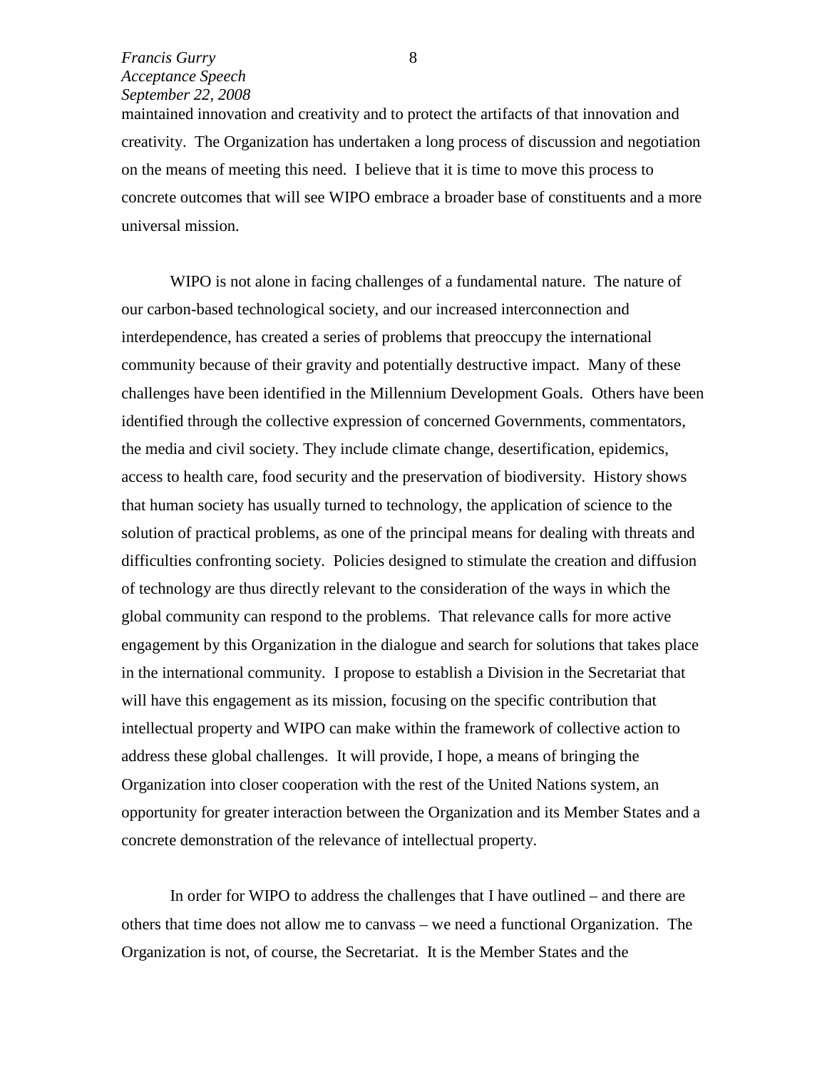maintained innovation and creativity and to protect the artifacts of that innovation and creativity. The Organization has undertaken a long process of discussion and negotiation on the means of meeting this need. I believe that it is time to move this process to concrete outcomes that will see WIPO embrace a broader base of constituents and a more universal mission.

WIPO is not alone in facing challenges of a fundamental nature. The nature of our carbon-based technological society, and our increased interconnection and interdependence, has created a series of problems that preoccupy the international community because of their gravity and potentially destructive impact. Many of these challenges have been identified in the Millennium Development Goals. Others have been identified through the collective expression of concerned Governments, commentators, the media and civil society. They include climate change, desertification, epidemics, access to health care, food security and the preservation of biodiversity. History shows that human society has usually turned to technology, the application of science to the solution of practical problems, as one of the principal means for dealing with threats and difficulties confronting society. Policies designed to stimulate the creation and diffusion of technology are thus directly relevant to the consideration of the ways in which the global community can respond to the problems. That relevance calls for more active engagement by this Organization in the dialogue and search for solutions that takes place in the international community. I propose to establish a Division in the Secretariat that will have this engagement as its mission, focusing on the specific contribution that intellectual property and WIPO can make within the framework of collective action to address these global challenges. It will provide, I hope, a means of bringing the Organization into closer cooperation with the rest of the United Nations system, an opportunity for greater interaction between the Organization and its Member States and a concrete demonstration of the relevance of intellectual property.

In order for WIPO to address the challenges that I have outlined – and there are others that time does not allow me to canvass – we need a functional Organization. The Organization is not, of course, the Secretariat. It is the Member States and the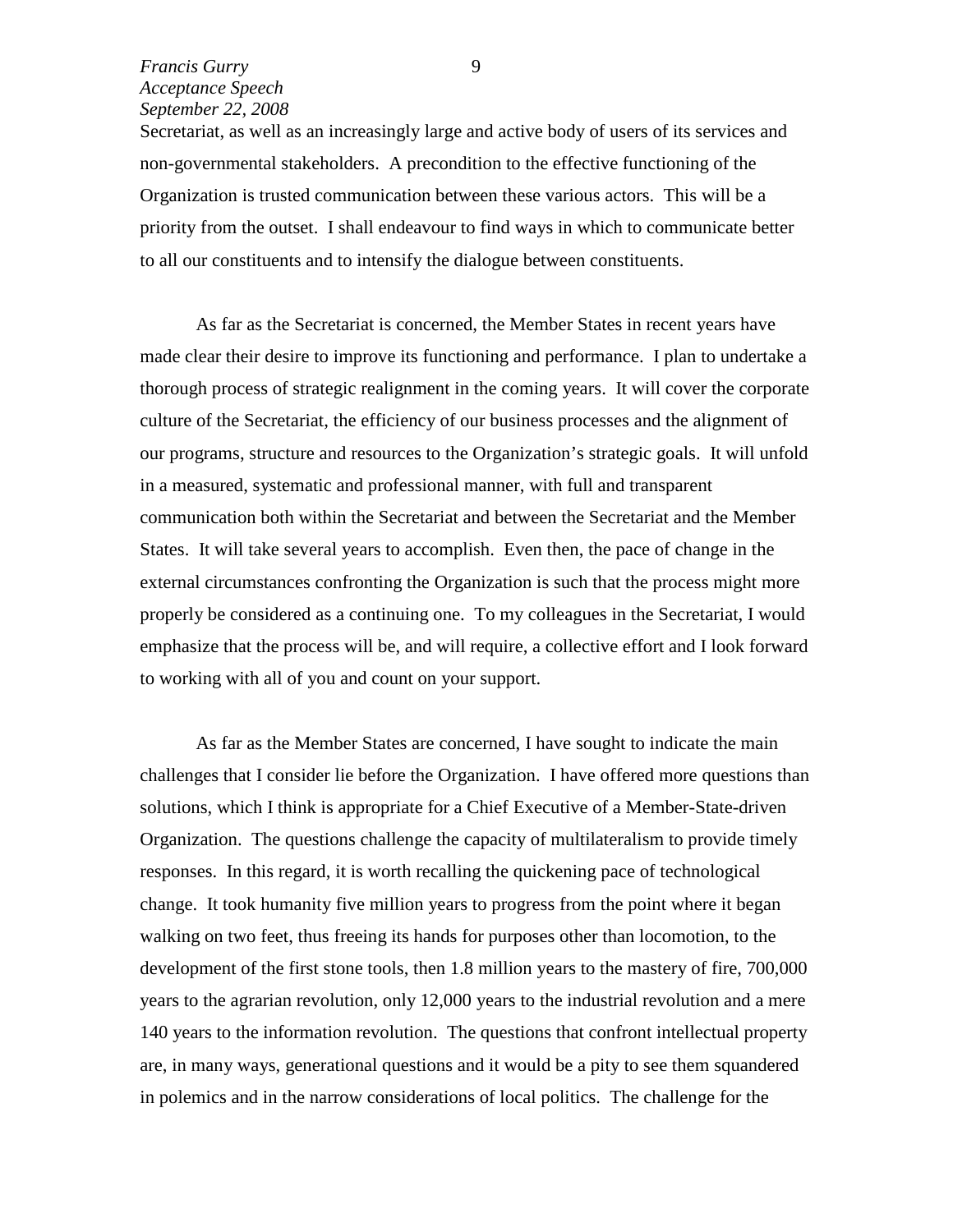Secretariat, as well as an increasingly large and active body of users of its services and non-governmental stakeholders. A precondition to the effective functioning of the Organization is trusted communication between these various actors. This will be a priority from the outset. I shall endeavour to find ways in which to communicate better to all our constituents and to intensify the dialogue between constituents.

As far as the Secretariat is concerned, the Member States in recent years have made clear their desire to improve its functioning and performance. I plan to undertake a thorough process of strategic realignment in the coming years. It will cover the corporate culture of the Secretariat, the efficiency of our business processes and the alignment of our programs, structure and resources to the Organization's strategic goals. It will unfold in a measured, systematic and professional manner, with full and transparent communication both within the Secretariat and between the Secretariat and the Member States. It will take several years to accomplish. Even then, the pace of change in the external circumstances confronting the Organization is such that the process might more properly be considered as a continuing one. To my colleagues in the Secretariat, I would emphasize that the process will be, and will require, a collective effort and I look forward to working with all of you and count on your support.

As far as the Member States are concerned, I have sought to indicate the main challenges that I consider lie before the Organization. I have offered more questions than solutions, which I think is appropriate for a Chief Executive of a Member-State-driven Organization. The questions challenge the capacity of multilateralism to provide timely responses. In this regard, it is worth recalling the quickening pace of technological change. It took humanity five million years to progress from the point where it began walking on two feet, thus freeing its hands for purposes other than locomotion, to the development of the first stone tools, then 1.8 million years to the mastery of fire, 700,000 years to the agrarian revolution, only 12,000 years to the industrial revolution and a mere 140 years to the information revolution. The questions that confront intellectual property are, in many ways, generational questions and it would be a pity to see them squandered in polemics and in the narrow considerations of local politics. The challenge for the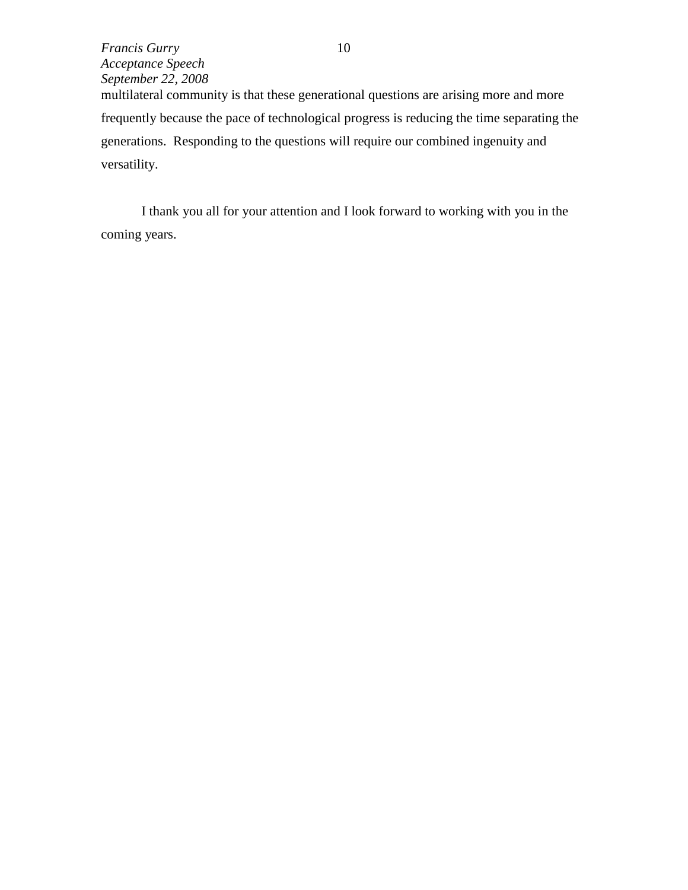multilateral community is that these generational questions are arising more and more frequently because the pace of technological progress is reducing the time separating the generations. Responding to the questions will require our combined ingenuity and versatility.

I thank you all for your attention and I look forward to working with you in the coming years.